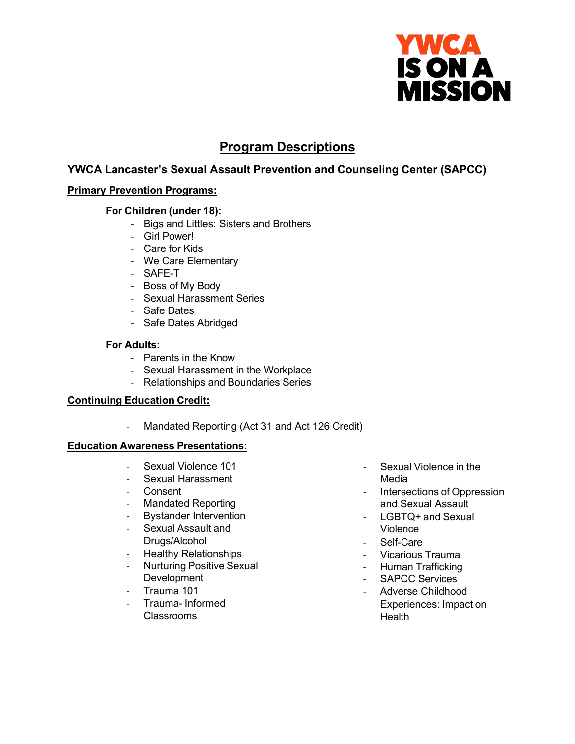YWCA IS ON A MISSION

# Program Descriptions

## YWCA Lancaster's Sexual Assault Prevention and Counseling Center (SAPCC)

### Primary Prevention Programs:

**For Children (under 18):**

- Bigs and Littles: Sisters and Brothers
- Girl Power!
- Care for Kids
- We Care Elementary
- SAFE-T
- Boss of My Body
- Sexual Harassment Series
- Safe Dates
- Safe Dates Abridged

**For Adults:**

- Parents in the Know
- Sexual Harassment in the Workplace
- Relationships and Boundaries Series

### Continuing Education Credit:

- Mandated Reporting (Act 31 and Act 126 Credit)

### Education Awareness Presentations:

- Sexual Violence 101
- Sexual Harassment
- Consent
- Mandated Reporting
- Bystander Intervention
- Sexual Assault and Drugs/Alcohol
- Healthy Relationships
- Nurturing Positive Sexual Development
- Trauma 101
- Trauma- Informed Classrooms
- Sexual Violence in the Media
- Intersections of Oppression and Sexual Assault
- LGBTQ+ and Sexual Violence
- Self-Care
- Vicarious Trauma
- Human Trafficking
- SAPCC Services
- Adverse Childhood Experiences: Impact on Health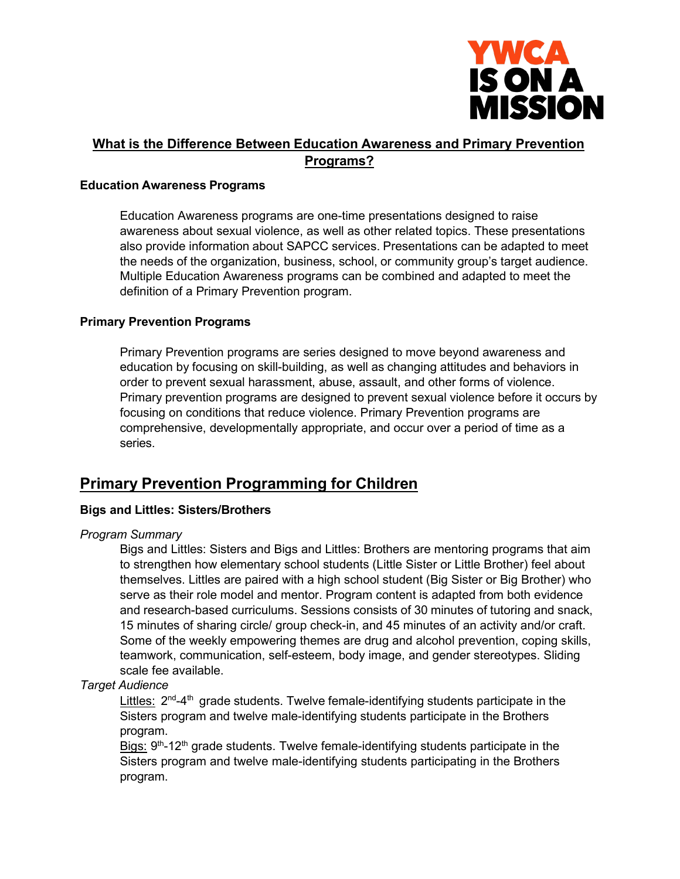## What is the Difference Between Education Awareness and Primary Prevention Programs?

**Education Awareness Programs**

Education Awareness programs are one-time presentations designed to raise awareness about sexual violence, as well as other related topics. These presentations also provide information about SAPCC services. Presentations can be adapted to meet the needs of the organization, business, school, or community group's target audience. Multiple Education Awareness programs can be combined and adapted to meet the definition of a Primary Prevention program.

**Primary Prevention Programs**

Primary Prevention programs are series designed to move beyond awareness and education by focusing on skill-building, as well as changing attitudes and behaviors in order to prevent sexual harassment, abuse, assault, and other forms of violence. Primary prevention programs are designed to prevent sexual violence before it occurs by focusing on conditions that reduce violence. Primary Prevention programs are comprehensive, developmentally appropriate, and occur over a period of time as a series.

# Primary Prevention Programming for Children

### Bigs and Littles: Sisters/Brothers

*Program Summary*

Bigs and Littles: Sisters and Bigs and Littles: Brothers are mentoring programs that aim to strengthen how elementary school students (Little Sister or Little Brother) feel about themselves. Littles are paired with a high school student (Big Sister or Big Brother) who serve as their role model and mentor. Program content is adapted from both evidence and research-based curriculums. Sessions consists of 30 minutes of tutoring and snack, 15 minutes of sharing circle/ group check-in, and 45 minutes of an activity and/or craft. Some of the weekly empowering themes are drug and alcohol prevention, coping skills, teamwork, communication, self-esteem, body image, and gender stereotypes. Sliding scale fee available.

*Target Audience*

Littles: 2nd-4th grade students. Twelve female-identifying students participate in the Sisters program and twelve male-identifying students participate in the Brothers program.

Bigs: 9th-12th grade students. Twelve female-identifying students participate in the Sisters program and twelve male-identifying students participating in the Brothers program.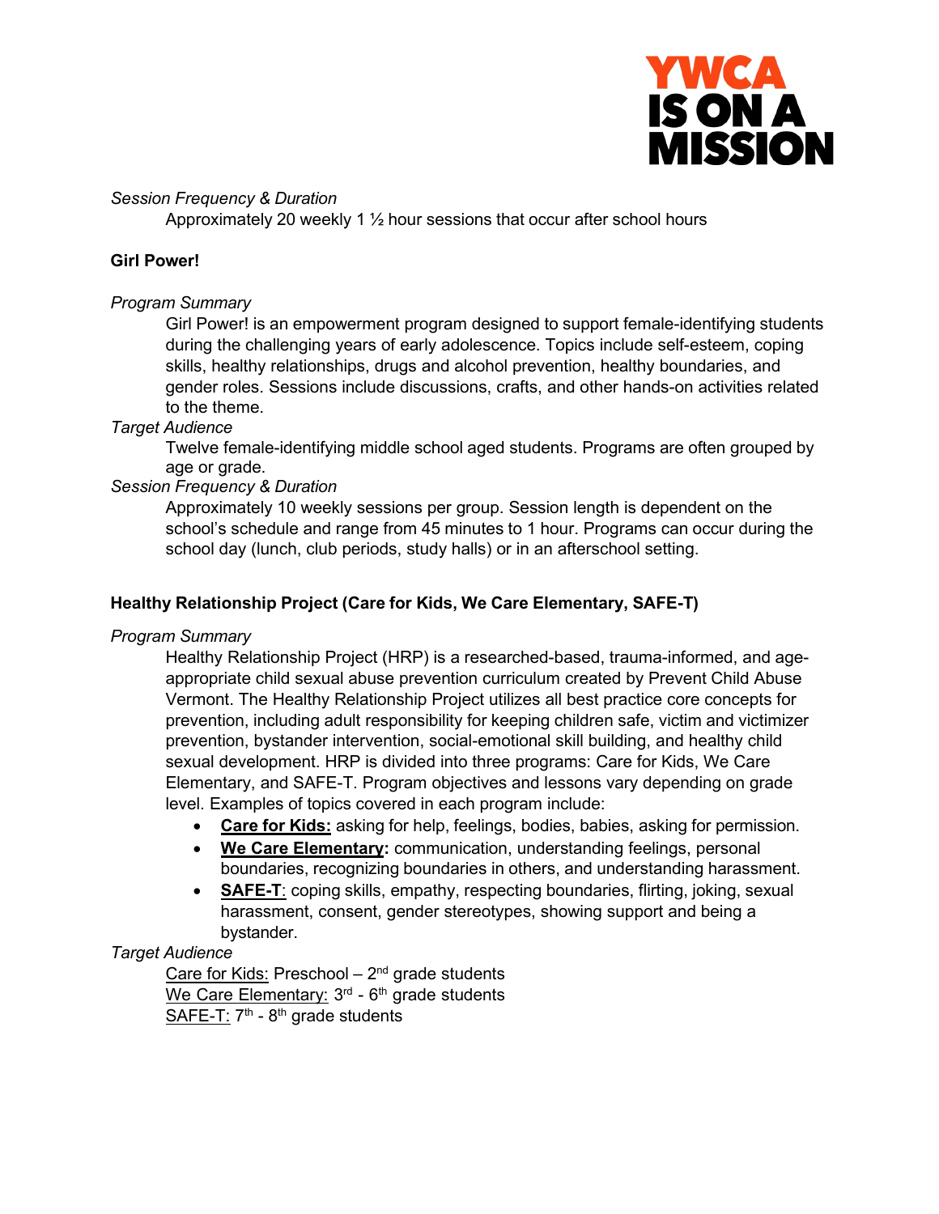*Session Frequency & Duration*

Approximately 20 weekly 1 ½ hour sessions that occur after school hours

**Girl Power!**

*Program Summary*

Girl Power! is an empowerment program designed to support female-identifying students during the challenging years of early adolescence. Topics include self-esteem, coping skills, healthy relationships, drugs and alcohol prevention, healthy boundaries, and gender roles. Sessions include discussions, crafts, and other hands-on activities related to the theme.

*Target Audience*

Twelve female-identifying middle school aged students. Programs are often grouped by age or grade.

*Session Frequency & Duration*

Approximately 10 weekly sessions per group. Session length is dependent on the school's schedule and range from 45 minutes to 1 hour. Programs can occur during the school day (lunch, club periods, study halls) or in an afterschool setting.

**Healthy Relationship Project (Care for Kids, We Care Elementary, SAFE-T)**

*Program Summary*

Healthy Relationship Project (HRP) is a researched-based, trauma-informed, and age-appropriate child sexual abuse prevention curriculum created by Prevent Child Abuse Vermont. The Healthy Relationship Project utilizes all best practice core concepts for prevention, including adult responsibility for keeping children safe, victim and victimizer prevention, bystander intervention, social-emotional skill building, and healthy child sexual development. HRP is divided into three programs: Care for Kids, We Care Elementary, and SAFE-T. Program objectives and lessons vary depending on grade level. Examples of topics covered in each program include:

- **Care for Kids:** asking for help, feelings, bodies, babies, asking for permission.
- **We Care Elementary:** communication, understanding feelings, personal boundaries, recognizing boundaries in others, and understanding harassment.
- **SAFE-T**: coping skills, empathy, respecting boundaries, flirting, joking, sexual harassment, consent, gender stereotypes, showing support and being a bystander.

*Target Audience*

Care for Kids: Preschool – 2nd grade students
We Care Elementary: 3rd - 6th grade students
SAFE-T: 7th - 8th grade students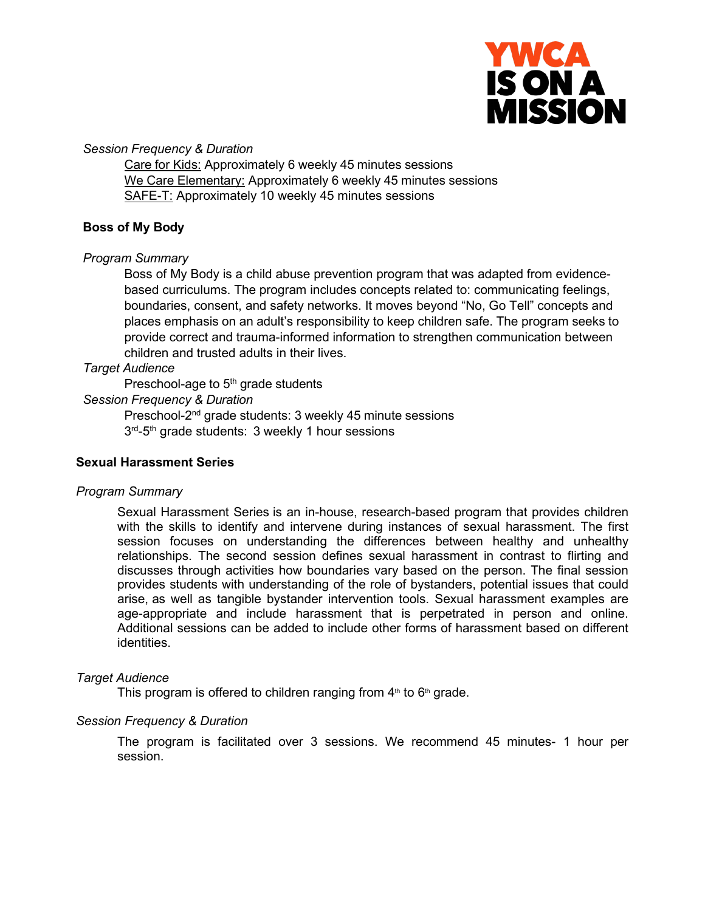*Session Frequency & Duration*

Care for Kids: Approximately 6 weekly 45 minutes sessions
We Care Elementary: Approximately 6 weekly 45 minutes sessions
SAFE-T: Approximately 10 weekly 45 minutes sessions

**Boss of My Body**

*Program Summary*

Boss of My Body is a child abuse prevention program that was adapted from evidence-based curriculums. The program includes concepts related to: communicating feelings, boundaries, consent, and safety networks. It moves beyond "No, Go Tell" concepts and places emphasis on an adult's responsibility to keep children safe. The program seeks to provide correct and trauma-informed information to strengthen communication between children and trusted adults in their lives.

*Target Audience*

Preschool-age to 5th grade students

*Session Frequency & Duration*

Preschool-2nd grade students: 3 weekly 45 minute sessions
3rd-5th grade students: 3 weekly 1 hour sessions

**Sexual Harassment Series**

*Program Summary*

Sexual Harassment Series is an in-house, research-based program that provides children with the skills to identify and intervene during instances of sexual harassment. The first session focuses on understanding the differences between healthy and unhealthy relationships. The second session defines sexual harassment in contrast to flirting and discusses through activities how boundaries vary based on the person. The final session provides students with understanding of the role of bystanders, potential issues that could arise, as well as tangible bystander intervention tools. Sexual harassment examples are age-appropriate and include harassment that is perpetrated in person and online. Additional sessions can be added to include other forms of harassment based on different identities.

*Target Audience*

This program is offered to children ranging from 4th to 6th grade.

*Session Frequency & Duration*

The program is facilitated over 3 sessions. We recommend 45 minutes- 1 hour per session.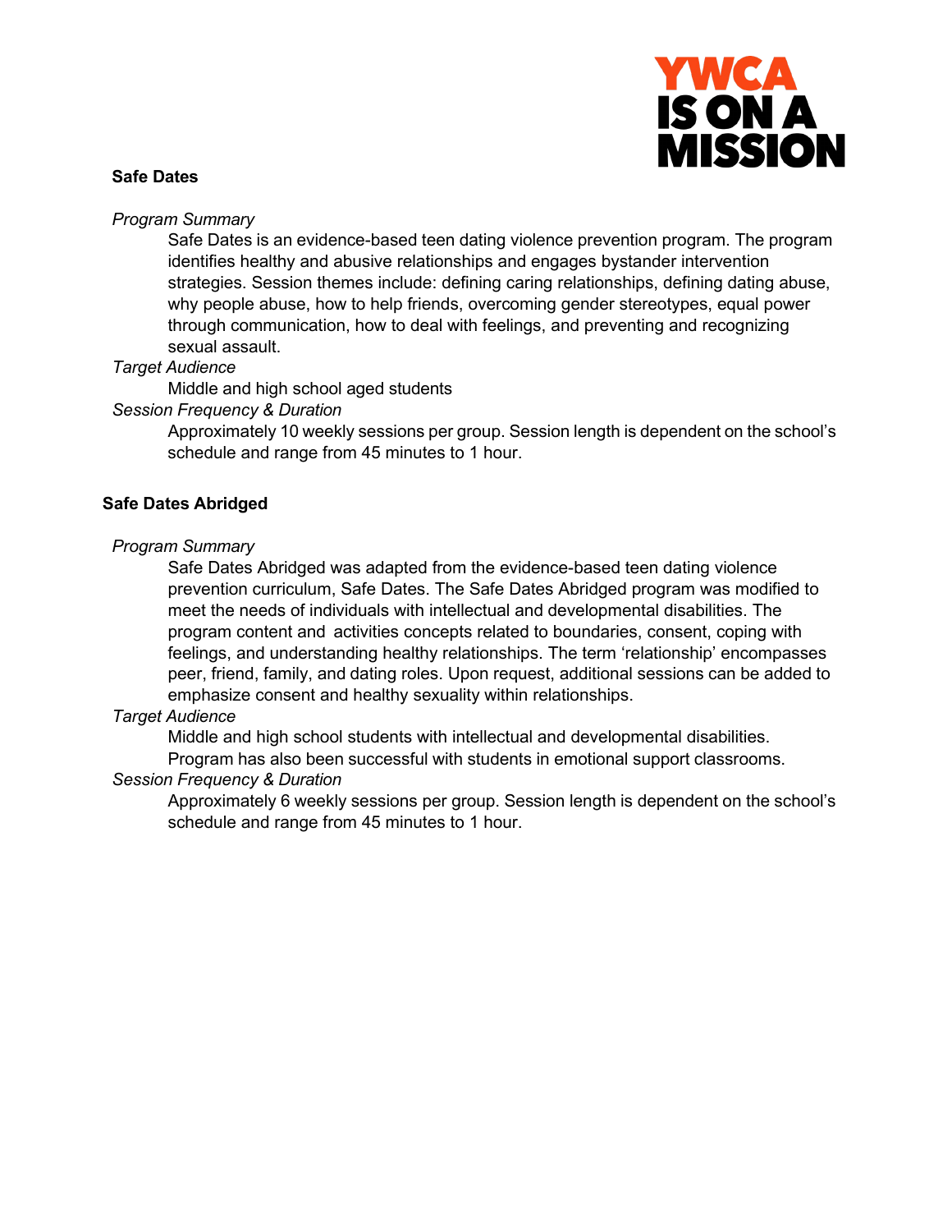YWCA IS ON A MISSION

## Safe Dates

*Program Summary*

Safe Dates is an evidence-based teen dating violence prevention program. The program identifies healthy and abusive relationships and engages bystander intervention strategies. Session themes include: defining caring relationships, defining dating abuse, why people abuse, how to help friends, overcoming gender stereotypes, equal power through communication, how to deal with feelings, and preventing and recognizing sexual assault.

*Target Audience*

Middle and high school aged students

*Session Frequency & Duration*

Approximately 10 weekly sessions per group. Session length is dependent on the school's schedule and range from 45 minutes to 1 hour.

## Safe Dates Abridged

*Program Summary*

Safe Dates Abridged was adapted from the evidence-based teen dating violence prevention curriculum, Safe Dates. The Safe Dates Abridged program was modified to meet the needs of individuals with intellectual and developmental disabilities. The program content and activities concepts related to boundaries, consent, coping with feelings, and understanding healthy relationships. The term 'relationship' encompasses peer, friend, family, and dating roles. Upon request, additional sessions can be added to emphasize consent and healthy sexuality within relationships.

*Target Audience*

Middle and high school students with intellectual and developmental disabilities. Program has also been successful with students in emotional support classrooms.

*Session Frequency & Duration*

Approximately 6 weekly sessions per group. Session length is dependent on the school's schedule and range from 45 minutes to 1 hour.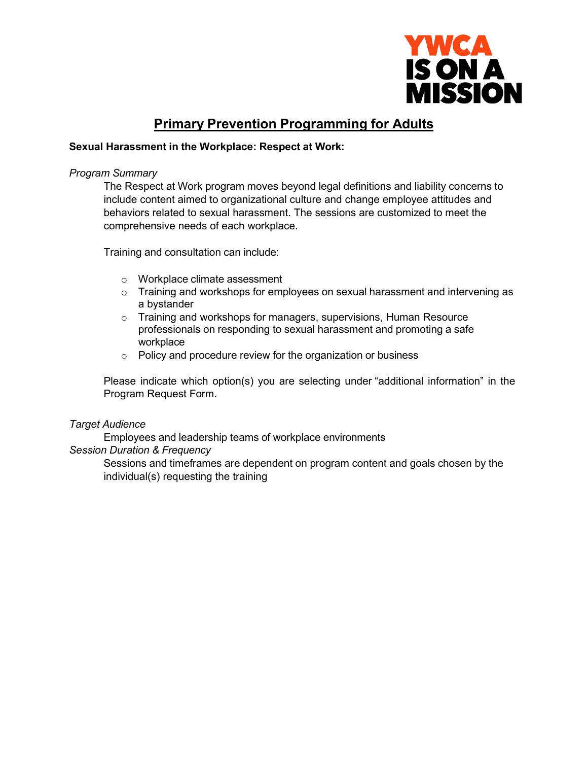YWCA IS ON A MISSION

# Primary Prevention Programming for Adults

**Sexual Harassment in the Workplace: Respect at Work:**

*Program Summary*

The Respect at Work program moves beyond legal definitions and liability concerns to include content aimed to organizational culture and change employee attitudes and behaviors related to sexual harassment. The sessions are customized to meet the comprehensive needs of each workplace.

Training and consultation can include:

- Workplace climate assessment
- Training and workshops for employees on sexual harassment and intervening as a bystander
- Training and workshops for managers, supervisions, Human Resource professionals on responding to sexual harassment and promoting a safe workplace
- Policy and procedure review for the organization or business

Please indicate which option(s) you are selecting under "additional information" in the Program Request Form.

*Target Audience*

Employees and leadership teams of workplace environments

*Session Duration & Frequency*

Sessions and timeframes are dependent on program content and goals chosen by the individual(s) requesting the training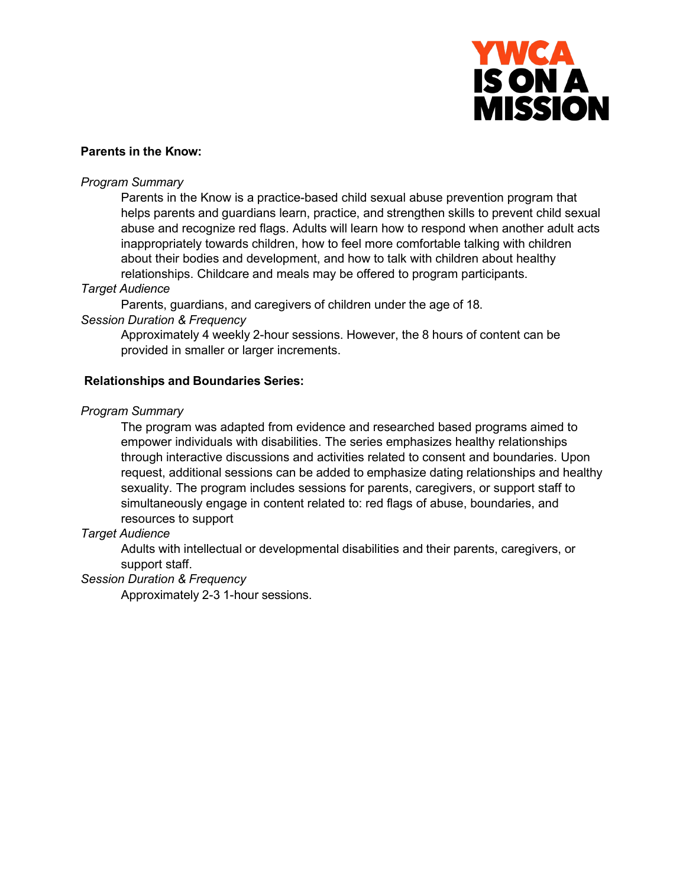**Parents in the Know:**

*Program Summary*

Parents in the Know is a practice-based child sexual abuse prevention program that helps parents and guardians learn, practice, and strengthen skills to prevent child sexual abuse and recognize red flags. Adults will learn how to respond when another adult acts inappropriately towards children, how to feel more comfortable talking with children about their bodies and development, and how to talk with children about healthy relationships. Childcare and meals may be offered to program participants.

*Target Audience*

Parents, guardians, and caregivers of children under the age of 18.

*Session Duration & Frequency*

Approximately 4 weekly 2-hour sessions. However, the 8 hours of content can be provided in smaller or larger increments.

**Relationships and Boundaries Series:**

*Program Summary*

The program was adapted from evidence and researched based programs aimed to empower individuals with disabilities. The series emphasizes healthy relationships through interactive discussions and activities related to consent and boundaries. Upon request, additional sessions can be added to emphasize dating relationships and healthy sexuality. The program includes sessions for parents, caregivers, or support staff to simultaneously engage in content related to: red flags of abuse, boundaries, and resources to support

*Target Audience*

Adults with intellectual or developmental disabilities and their parents, caregivers, or support staff.

*Session Duration & Frequency*

Approximately 2-3 1-hour sessions.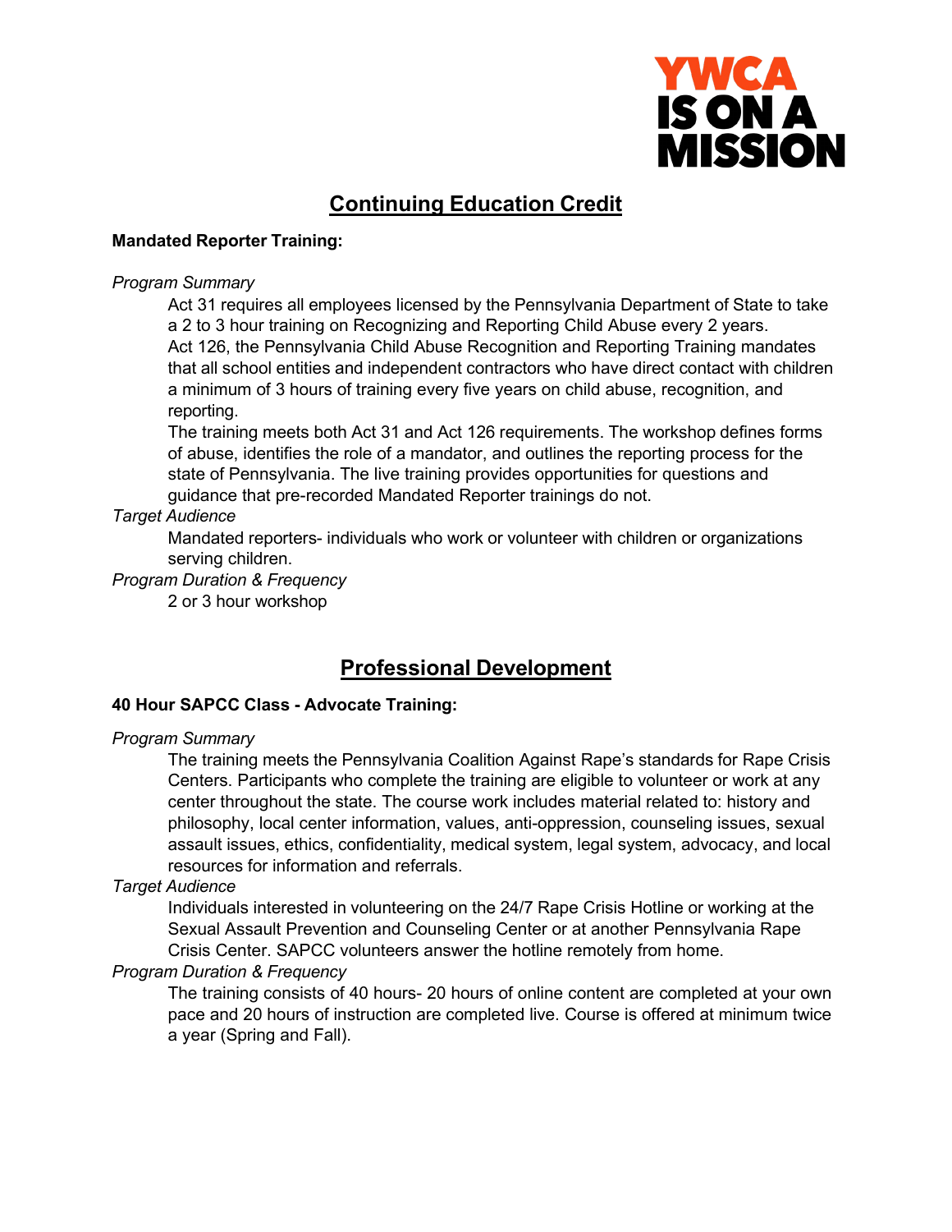YWCA IS ON A MISSION

## Continuing Education Credit

**Mandated Reporter Training:**

*Program Summary*

Act 31 requires all employees licensed by the Pennsylvania Department of State to take a 2 to 3 hour training on Recognizing and Reporting Child Abuse every 2 years. Act 126, the Pennsylvania Child Abuse Recognition and Reporting Training mandates that all school entities and independent contractors who have direct contact with children a minimum of 3 hours of training every five years on child abuse, recognition, and reporting.

The training meets both Act 31 and Act 126 requirements. The workshop defines forms of abuse, identifies the role of a mandator, and outlines the reporting process for the state of Pennsylvania. The live training provides opportunities for questions and guidance that pre-recorded Mandated Reporter trainings do not.

*Target Audience*

Mandated reporters- individuals who work or volunteer with children or organizations serving children.

*Program Duration & Frequency*

2 or 3 hour workshop

## Professional Development

**40 Hour SAPCC Class - Advocate Training:**

*Program Summary*

The training meets the Pennsylvania Coalition Against Rape's standards for Rape Crisis Centers. Participants who complete the training are eligible to volunteer or work at any center throughout the state. The course work includes material related to: history and philosophy, local center information, values, anti-oppression, counseling issues, sexual assault issues, ethics, confidentiality, medical system, legal system, advocacy, and local resources for information and referrals.

*Target Audience*

Individuals interested in volunteering on the 24/7 Rape Crisis Hotline or working at the Sexual Assault Prevention and Counseling Center or at another Pennsylvania Rape Crisis Center. SAPCC volunteers answer the hotline remotely from home.

*Program Duration & Frequency*

The training consists of 40 hours- 20 hours of online content are completed at your own pace and 20 hours of instruction are completed live. Course is offered at minimum twice a year (Spring and Fall).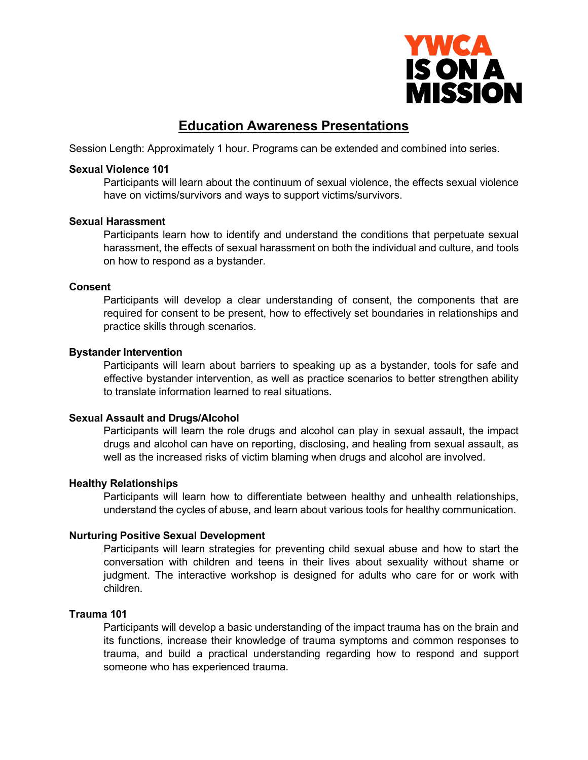YWCA IS ON A MISSION

# Education Awareness Presentations

Session Length: Approximately 1 hour. Programs can be extended and combined into series.

**Sexual Violence 101**

Participants will learn about the continuum of sexual violence, the effects sexual violence have on victims/survivors and ways to support victims/survivors.

**Sexual Harassment**

Participants learn how to identify and understand the conditions that perpetuate sexual harassment, the effects of sexual harassment on both the individual and culture, and tools on how to respond as a bystander.

**Consent**

Participants will develop a clear understanding of consent, the components that are required for consent to be present, how to effectively set boundaries in relationships and practice skills through scenarios.

**Bystander Intervention**

Participants will learn about barriers to speaking up as a bystander, tools for safe and effective bystander intervention, as well as practice scenarios to better strengthen ability to translate information learned to real situations.

**Sexual Assault and Drugs/Alcohol**

Participants will learn the role drugs and alcohol can play in sexual assault, the impact drugs and alcohol can have on reporting, disclosing, and healing from sexual assault, as well as the increased risks of victim blaming when drugs and alcohol are involved.

**Healthy Relationships**

Participants will learn how to differentiate between healthy and unhealth relationships, understand the cycles of abuse, and learn about various tools for healthy communication.

**Nurturing Positive Sexual Development**

Participants will learn strategies for preventing child sexual abuse and how to start the conversation with children and teens in their lives about sexuality without shame or judgment. The interactive workshop is designed for adults who care for or work with children.

**Trauma 101**

Participants will develop a basic understanding of the impact trauma has on the brain and its functions, increase their knowledge of trauma symptoms and common responses to trauma, and build a practical understanding regarding how to respond and support someone who has experienced trauma.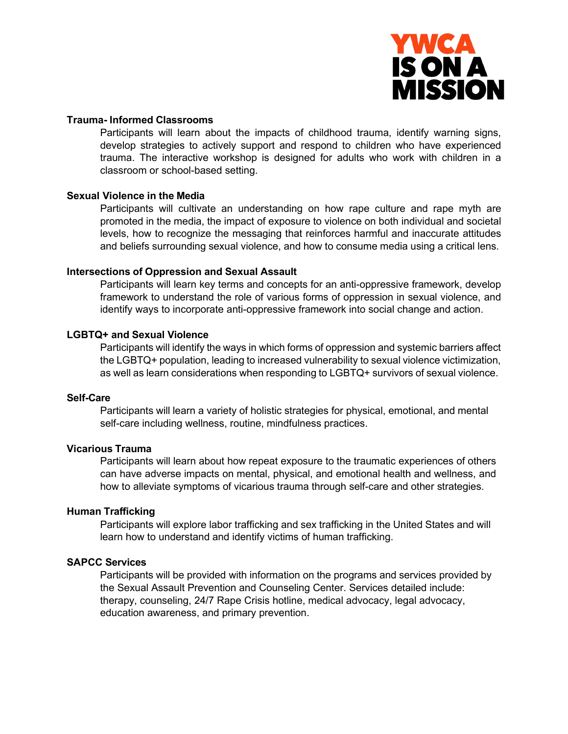**Trauma- Informed Classrooms**

Participants will learn about the impacts of childhood trauma, identify warning signs, develop strategies to actively support and respond to children who have experienced trauma. The interactive workshop is designed for adults who work with children in a classroom or school-based setting.

**Sexual Violence in the Media**

Participants will cultivate an understanding on how rape culture and rape myth are promoted in the media, the impact of exposure to violence on both individual and societal levels, how to recognize the messaging that reinforces harmful and inaccurate attitudes and beliefs surrounding sexual violence, and how to consume media using a critical lens.

**Intersections of Oppression and Sexual Assault**

Participants will learn key terms and concepts for an anti-oppressive framework, develop framework to understand the role of various forms of oppression in sexual violence, and identify ways to incorporate anti-oppressive framework into social change and action.

**LGBTQ+ and Sexual Violence**

Participants will identify the ways in which forms of oppression and systemic barriers affect the LGBTQ+ population, leading to increased vulnerability to sexual violence victimization, as well as learn considerations when responding to LGBTQ+ survivors of sexual violence.

**Self-Care**

Participants will learn a variety of holistic strategies for physical, emotional, and mental self-care including wellness, routine, mindfulness practices.

**Vicarious Trauma**

Participants will learn about how repeat exposure to the traumatic experiences of others can have adverse impacts on mental, physical, and emotional health and wellness, and how to alleviate symptoms of vicarious trauma through self-care and other strategies.

**Human Trafficking**

Participants will explore labor trafficking and sex trafficking in the United States and will learn how to understand and identify victims of human trafficking.

**SAPCC Services**

Participants will be provided with information on the programs and services provided by the Sexual Assault Prevention and Counseling Center. Services detailed include: therapy, counseling, 24/7 Rape Crisis hotline, medical advocacy, legal advocacy, education awareness, and primary prevention.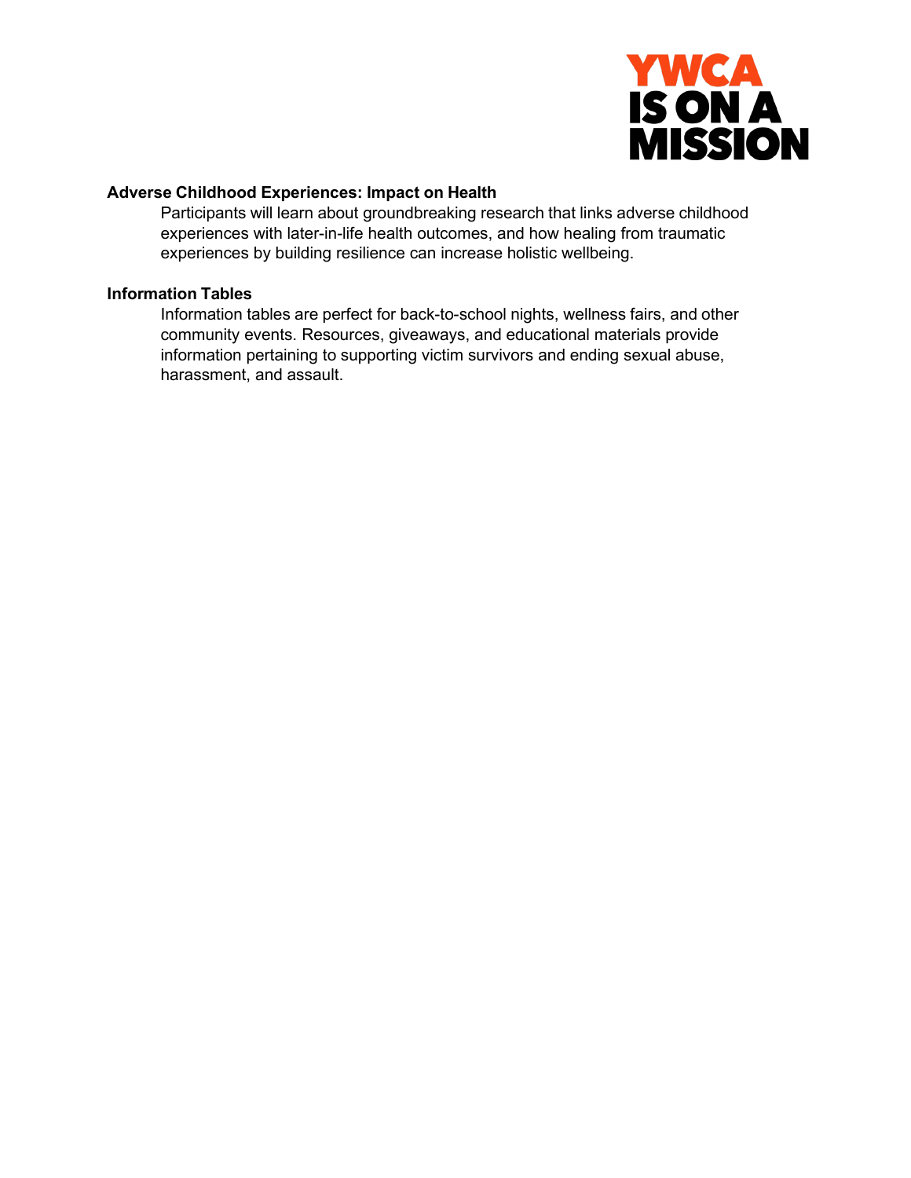**Adverse Childhood Experiences: Impact on Health**

Participants will learn about groundbreaking research that links adverse childhood experiences with later-in-life health outcomes, and how healing from traumatic experiences by building resilience can increase holistic wellbeing.

**Information Tables**

Information tables are perfect for back-to-school nights, wellness fairs, and other community events. Resources, giveaways, and educational materials provide information pertaining to supporting victim survivors and ending sexual abuse, harassment, and assault.